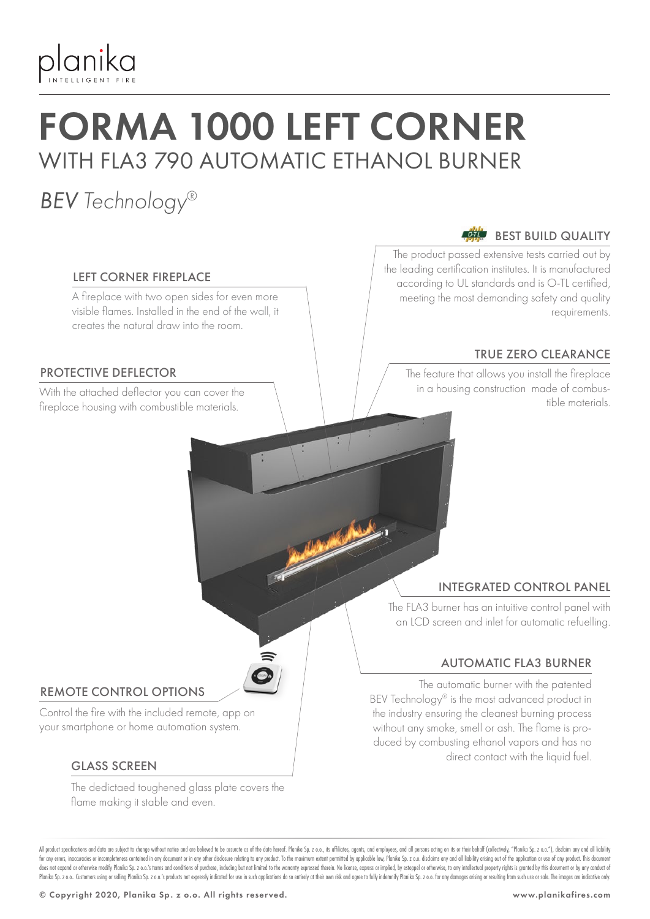planika
INTELLIGENT FIRE

# FORMA 1000 LEFT CORNER

## WITH FLA3 790 AUTOMATIC ETHANOL BURNER

*BEV Technology®*

### LEFT CORNER FIREPLACE

A fireplace with two open sides for even more visible flames. Installed in the end of the wall, it creates the natural draw into the room.

### BEST BUILD QUALITY

The product passed extensive tests carried out by the leading certification institutes. It is manufactured according to UL standards and is O-TL certified, meeting the most demanding safety and quality requirements.

### PROTECTIVE DEFLECTOR

With the attached deflector you can cover the fireplace housing with combustible materials.

### TRUE ZERO CLEARANCE

The feature that allows you install the fireplace in a housing construction made of combustible materials.

### INTEGRATED CONTROL PANEL

The FLA3 burner has an intuitive control panel with an LCD screen and inlet for automatic refuelling.

### AUTOMATIC FLA3 BURNER

The automatic burner with the patented BEV Technology® is the most advanced product in the industry ensuring the cleanest burning process without any smoke, smell or ash. The flame is produced by combusting ethanol vapors and has no direct contact with the liquid fuel.

### REMOTE CONTROL OPTIONS

Control the fire with the included remote, app on your smartphone or home automation system.

### GLASS SCREEN

The dedictaed toughened glass plate covers the flame making it stable and even.

All product specifications and data are subject to change without notice and are believed to be accurate as of the date hereof. Planika Sp. z o.o., its affiliates, agents, and employees, and all persons acting on its or their behalf (collectively, "Planika Sp. z o.o."), disclaim any and all liability for any errors, inaccuracies or incompleteness contained in any document or in any other disclosure relating to any product. To the maximum extent permitted by applicable law, Planika Sp. z o.o. disclaims any and all liability arising out of the application or use of any product. This document does not expand or otherwise modify Planika Sp. z o.o.'s terms and conditions of purchase, including but not limited to the warranty expressed therein. No license, express or implied, by estoppel or otherwise, to any intellectual property rights is granted by this document or by any conduct of Planika Sp. z o.o.. Customers using or selling Planika Sp. z o.o.'s products not expressly indicated for use in such applications do so entirely at their own risk and agree to fully indemnify Planika Sp. z o.o. for any damages arising or resulting from such use or sale. The images are indicative only.

© Copyright 2020, Planika Sp. z o.o. All rights reserved.

www.planikafires.com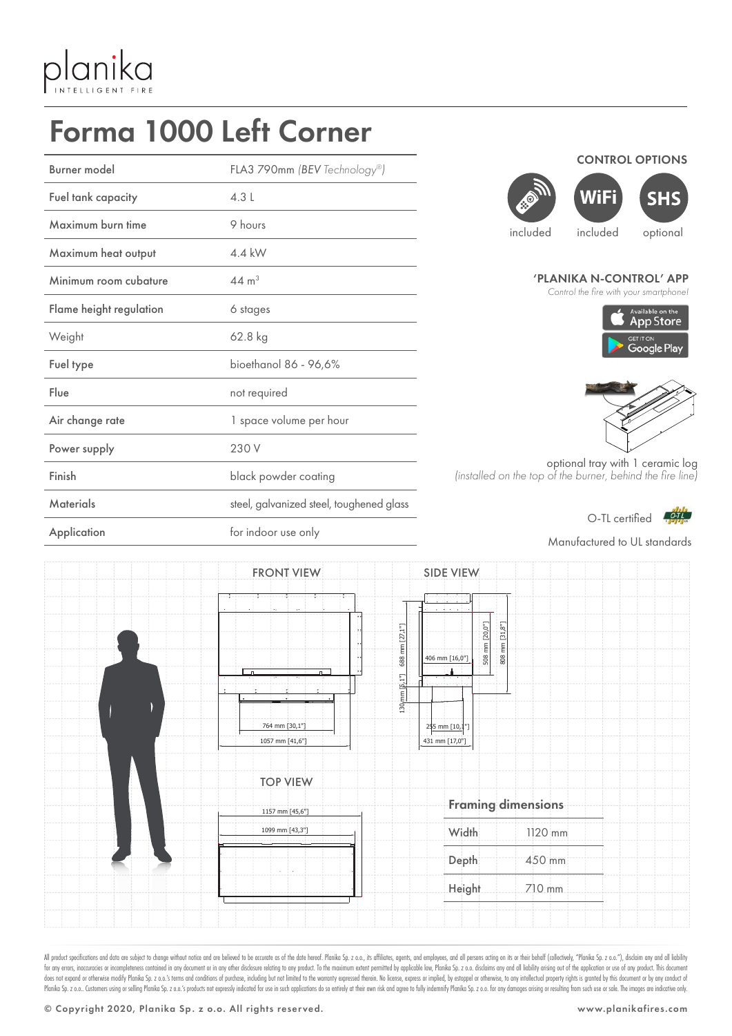planika
INTELLIGENT FIRE

# Forma 1000 Left Corner

| | |
|---|---|
| Burner model | FLA3 790mm *(BEV Technology®)* |
| Fuel tank capacity | 4.3 L |
| Maximum burn time | 9 hours |
| Maximum heat output | 4.4 kW |
| Minimum room cubature | 44 $m^3$ |
| Flame height regulation | 6 stages |
| Weight | 62.8 kg |
| Fuel type | bioethanol 86 - 96,6% |
| Flue | not required |
| Air change rate | 1 space volume per hour |
| Power supply | 230 V |
| Finish | black powder coating |
| Materials | steel, galvanized steel, toughened glass |
| Application | for indoor use only |

## CONTROL OPTIONS

included
WiFi
included
SHS
optional

## 'PLANIKA N-CONTROL' APP

*Control the fire with your smartphone!*

Available on the App Store

GET IT ON Google Play

optional tray with 1 ceramic log
*(installed on the top of the burner, behind the fire line)*

O-TL certified

Manufactured to UL standards

FRONT VIEW

764 mm [30,1"]
1057 mm [41,6"]

SIDE VIEW

688 mm [27,1"]
130 mm [5,1"]
406 mm [16,0"]
508 mm [20,0"]
808 mm [31,8"]
255 mm [10,1"]
431 mm [17,0"]

TOP VIEW

1157 mm [45,6"]
1099 mm [43,3"]

## Framing dimensions

| | |
|---|---|
| Width | 1120 mm |
| Depth | 450 mm |
| Height | 710 mm |

All product specifications and data are subject to change without notice and are believed to be accurate as of the date hereof. Planika Sp. z o.o., its affiliates, agents, and employees, and all persons acting on its or their behalf (collectively, "Planika Sp. z o.o."), disclaim any and all liability for any errors, inaccuracies or incompleteness contained in any document or in any other disclosure relating to any product. To the maximum extent permitted by applicable law, Planika Sp. z o.o. disclaims any and all liability arising out of the application or use of any product. This document does not expand or otherwise modify Planika Sp. z o.o.'s terms and conditions of purchase, including but not limited to the warranty expressed therein. No license, express or implied, by estoppel or otherwise, to any intellectual property rights is granted by this document or by any conduct of Planika Sp. z o.o.. Customers using or selling Planika Sp. z o.o.'s products not expressly indicated for use in such applications do so entirely at their own risk and agree to fully indemnify Planika Sp. z o.o. for any damages arising or resulting from such use or sale. The images are indicative only.

© Copyright 2020, Planika Sp. z o.o. All rights reserved.

www.planikafires.com